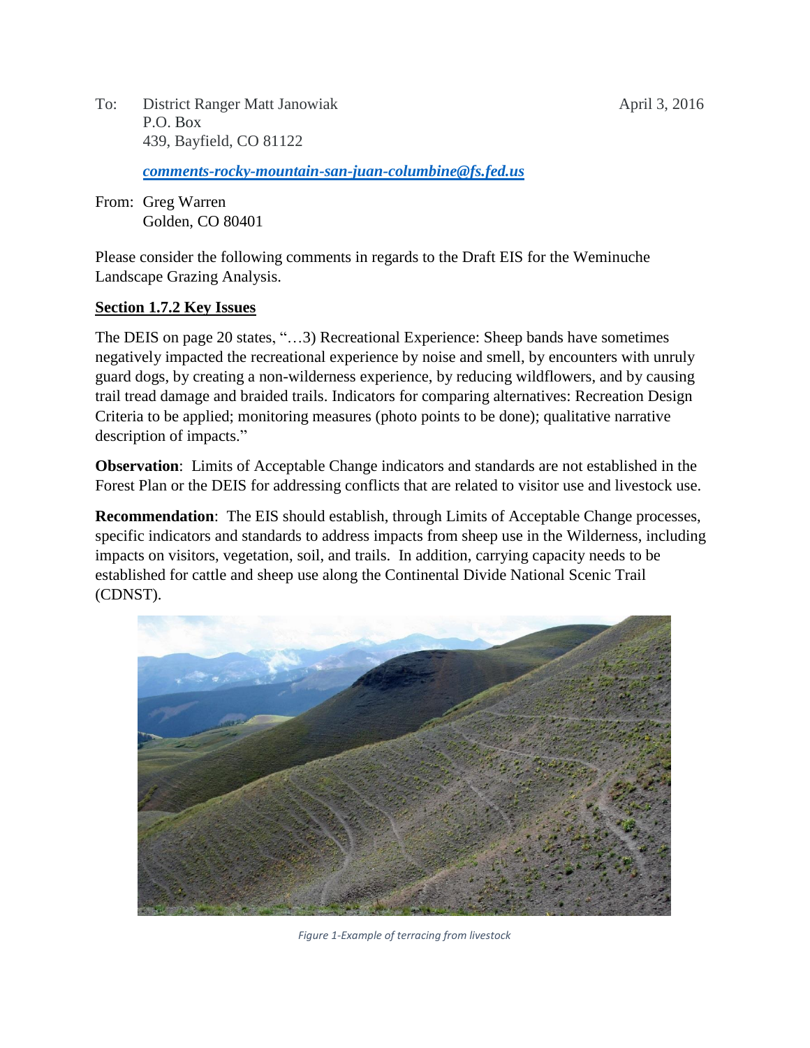To: District Ranger Matt Janowiak
P.O. Box
439, Bayfield, CO 81122

April 3, 2016

*comments-rocky-mountain-san-juan-columbine@fs.fed.us*

From: Greg Warren
Golden, CO 80401

Please consider the following comments in regards to the Draft EIS for the Weminuche Landscape Grazing Analysis.

## Section 1.7.2 Key Issues

The DEIS on page 20 states, "…3) Recreational Experience: Sheep bands have sometimes negatively impacted the recreational experience by noise and smell, by encounters with unruly guard dogs, by creating a non-wilderness experience, by reducing wildflowers, and by causing trail tread damage and braided trails. Indicators for comparing alternatives: Recreation Design Criteria to be applied; monitoring measures (photo points to be done); qualitative narrative description of impacts."

**Observation**: Limits of Acceptable Change indicators and standards are not established in the Forest Plan or the DEIS for addressing conflicts that are related to visitor use and livestock use.

**Recommendation**: The EIS should establish, through Limits of Acceptable Change processes, specific indicators and standards to address impacts from sheep use in the Wilderness, including impacts on visitors, vegetation, soil, and trails. In addition, carrying capacity needs to be established for cattle and sheep use along the Continental Divide National Scenic Trail (CDNST).

*Figure 1-Example of terracing from livestock*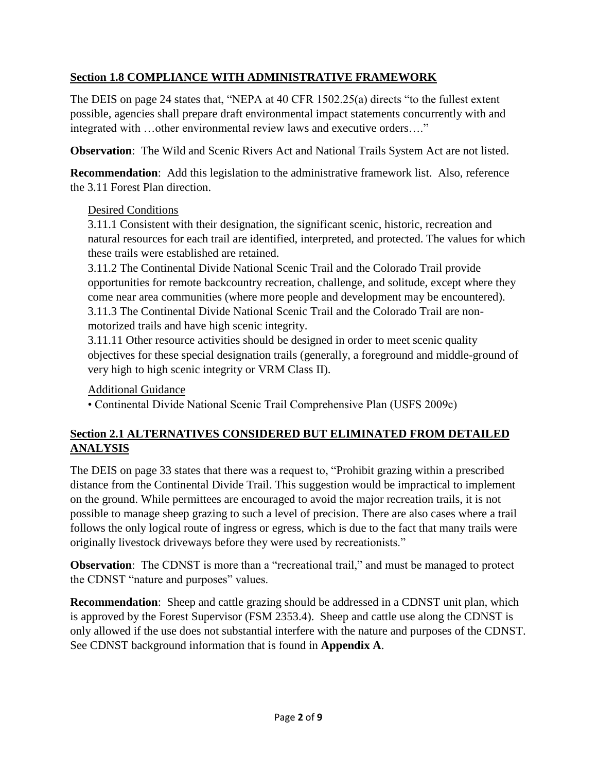## Section 1.8 COMPLIANCE WITH ADMINISTRATIVE FRAMEWORK

The DEIS on page 24 states that, "NEPA at 40 CFR 1502.25(a) directs "to the fullest extent possible, agencies shall prepare draft environmental impact statements concurrently with and integrated with …other environmental review laws and executive orders…."

**Observation**: The Wild and Scenic Rivers Act and National Trails System Act are not listed.

**Recommendation**: Add this legislation to the administrative framework list. Also, reference the 3.11 Forest Plan direction.

Desired Conditions

3.11.1 Consistent with their designation, the significant scenic, historic, recreation and natural resources for each trail are identified, interpreted, and protected. The values for which these trails were established are retained.

3.11.2 The Continental Divide National Scenic Trail and the Colorado Trail provide opportunities for remote backcountry recreation, challenge, and solitude, except where they come near area communities (where more people and development may be encountered).

3.11.3 The Continental Divide National Scenic Trail and the Colorado Trail are non-motorized trails and have high scenic integrity.

3.11.11 Other resource activities should be designed in order to meet scenic quality objectives for these special designation trails (generally, a foreground and middle-ground of very high to high scenic integrity or VRM Class II).

Additional Guidance

- Continental Divide National Scenic Trail Comprehensive Plan (USFS 2009c)

## Section 2.1 ALTERNATIVES CONSIDERED BUT ELIMINATED FROM DETAILED ANALYSIS

The DEIS on page 33 states that there was a request to, "Prohibit grazing within a prescribed distance from the Continental Divide Trail. This suggestion would be impractical to implement on the ground. While permittees are encouraged to avoid the major recreation trails, it is not possible to manage sheep grazing to such a level of precision. There are also cases where a trail follows the only logical route of ingress or egress, which is due to the fact that many trails were originally livestock driveways before they were used by recreationists."

**Observation**: The CDNST is more than a "recreational trail," and must be managed to protect the CDNST "nature and purposes" values.

**Recommendation**: Sheep and cattle grazing should be addressed in a CDNST unit plan, which is approved by the Forest Supervisor (FSM 2353.4). Sheep and cattle use along the CDNST is only allowed if the use does not substantial interfere with the nature and purposes of the CDNST. See CDNST background information that is found in **Appendix A**.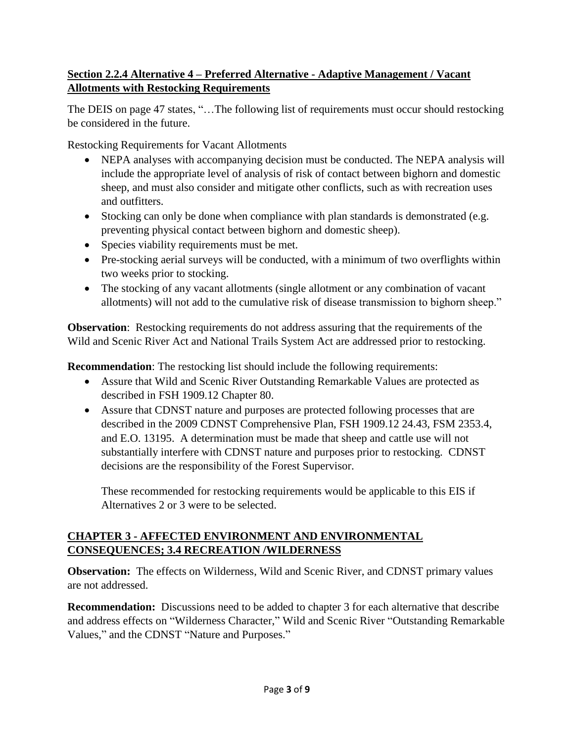**Section 2.2.4 Alternative 4 – Preferred Alternative - Adaptive Management / Vacant Allotments with Restocking Requirements**

The DEIS on page 47 states, "…The following list of requirements must occur should restocking be considered in the future.

Restocking Requirements for Vacant Allotments

- NEPA analyses with accompanying decision must be conducted. The NEPA analysis will include the appropriate level of analysis of risk of contact between bighorn and domestic sheep, and must also consider and mitigate other conflicts, such as with recreation uses and outfitters.
- Stocking can only be done when compliance with plan standards is demonstrated (e.g. preventing physical contact between bighorn and domestic sheep).
- Species viability requirements must be met.
- Pre-stocking aerial surveys will be conducted, with a minimum of two overflights within two weeks prior to stocking.
- The stocking of any vacant allotments (single allotment or any combination of vacant allotments) will not add to the cumulative risk of disease transmission to bighorn sheep."

**Observation**: Restocking requirements do not address assuring that the requirements of the Wild and Scenic River Act and National Trails System Act are addressed prior to restocking.

**Recommendation**: The restocking list should include the following requirements:

- Assure that Wild and Scenic River Outstanding Remarkable Values are protected as described in FSH 1909.12 Chapter 80.
- Assure that CDNST nature and purposes are protected following processes that are described in the 2009 CDNST Comprehensive Plan, FSH 1909.12 24.43, FSM 2353.4, and E.O. 13195. A determination must be made that sheep and cattle use will not substantially interfere with CDNST nature and purposes prior to restocking. CDNST decisions are the responsibility of the Forest Supervisor.

  These recommended for restocking requirements would be applicable to this EIS if Alternatives 2 or 3 were to be selected.

**CHAPTER 3 - AFFECTED ENVIRONMENT AND ENVIRONMENTAL CONSEQUENCES; 3.4 RECREATION /WILDERNESS**

**Observation:** The effects on Wilderness, Wild and Scenic River, and CDNST primary values are not addressed.

**Recommendation:** Discussions need to be added to chapter 3 for each alternative that describe and address effects on "Wilderness Character," Wild and Scenic River "Outstanding Remarkable Values," and the CDNST "Nature and Purposes."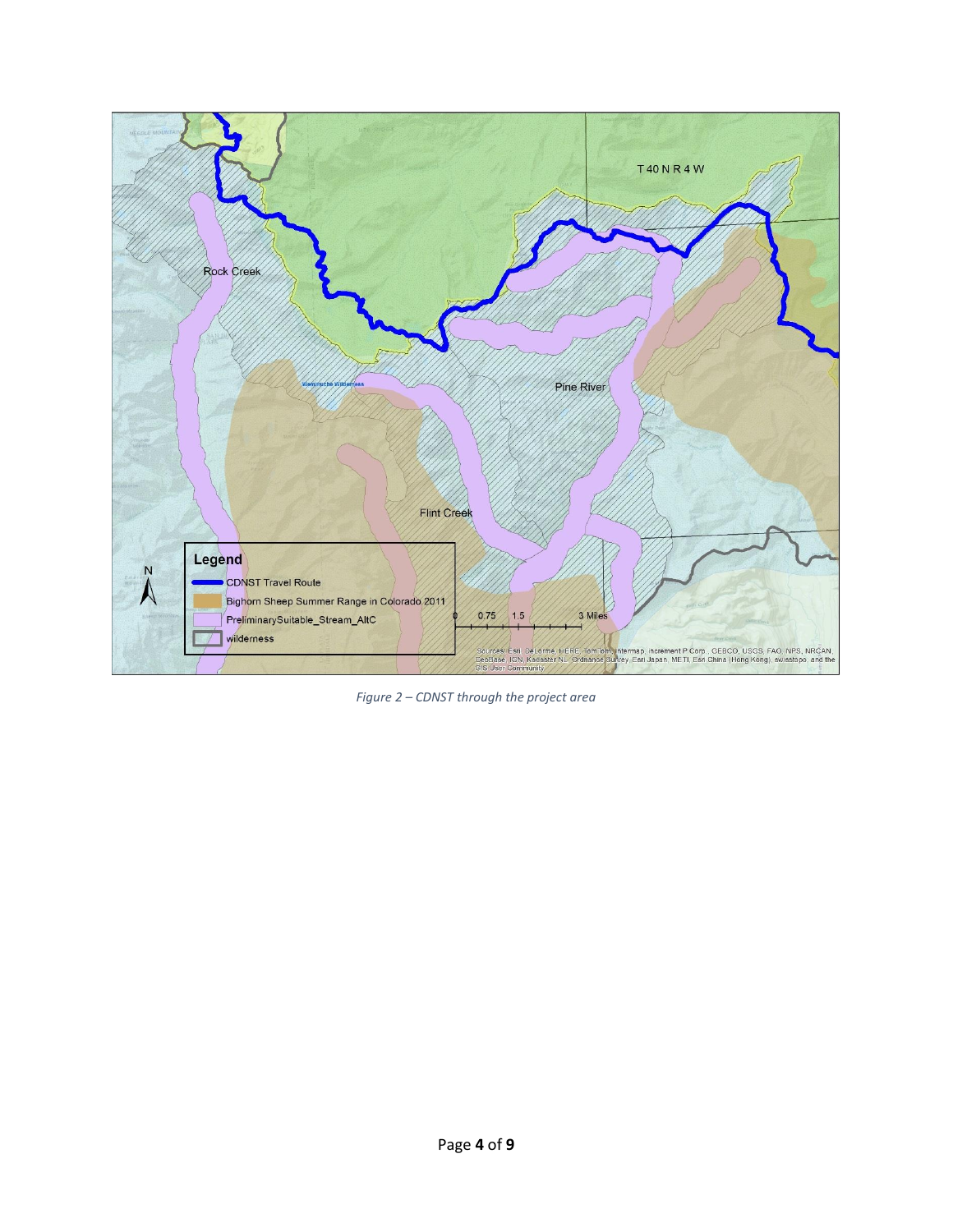*Figure 2 – CDNST through the project area*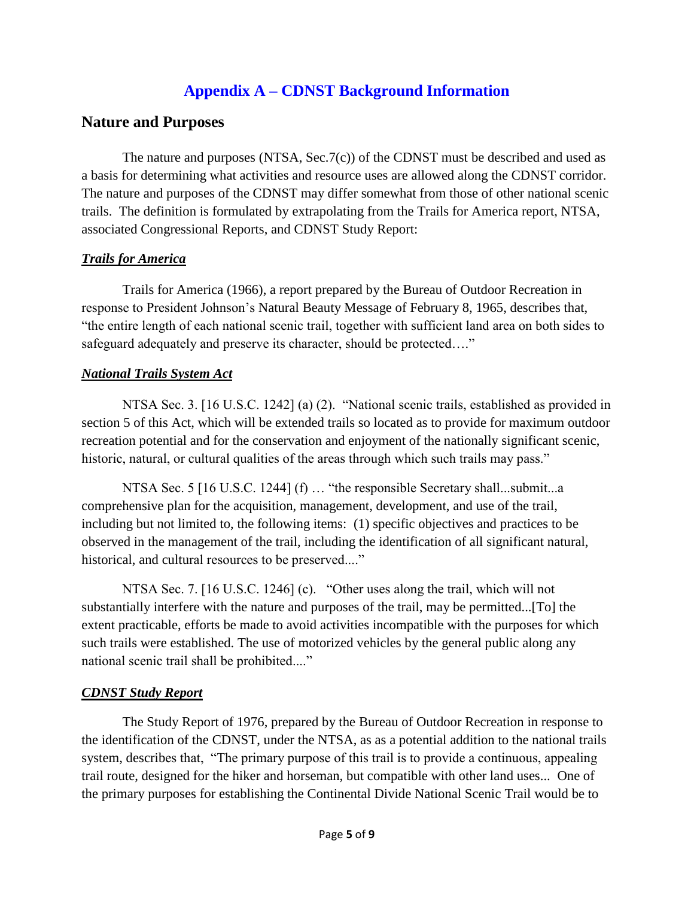# Appendix A – CDNST Background Information

## Nature and Purposes

The nature and purposes (NTSA, Sec.7(c)) of the CDNST must be described and used as a basis for determining what activities and resource uses are allowed along the CDNST corridor. The nature and purposes of the CDNST may differ somewhat from those of other national scenic trails. The definition is formulated by extrapolating from the Trails for America report, NTSA, associated Congressional Reports, and CDNST Study Report:

### ***Trails for America***

Trails for America (1966), a report prepared by the Bureau of Outdoor Recreation in response to President Johnson's Natural Beauty Message of February 8, 1965, describes that, "the entire length of each national scenic trail, together with sufficient land area on both sides to safeguard adequately and preserve its character, should be protected…."

### ***National Trails System Act***

NTSA Sec. 3. [16 U.S.C. 1242] (a) (2). "National scenic trails, established as provided in section 5 of this Act, which will be extended trails so located as to provide for maximum outdoor recreation potential and for the conservation and enjoyment of the nationally significant scenic, historic, natural, or cultural qualities of the areas through which such trails may pass."

NTSA Sec. 5 [16 U.S.C. 1244] (f) … "the responsible Secretary shall...submit...a comprehensive plan for the acquisition, management, development, and use of the trail, including but not limited to, the following items: (1) specific objectives and practices to be observed in the management of the trail, including the identification of all significant natural, historical, and cultural resources to be preserved...."

NTSA Sec. 7. [16 U.S.C. 1246] (c). "Other uses along the trail, which will not substantially interfere with the nature and purposes of the trail, may be permitted...[To] the extent practicable, efforts be made to avoid activities incompatible with the purposes for which such trails were established. The use of motorized vehicles by the general public along any national scenic trail shall be prohibited...."

### ***CDNST Study Report***

The Study Report of 1976, prepared by the Bureau of Outdoor Recreation in response to the identification of the CDNST, under the NTSA, as as a potential addition to the national trails system, describes that, "The primary purpose of this trail is to provide a continuous, appealing trail route, designed for the hiker and horseman, but compatible with other land uses... One of the primary purposes for establishing the Continental Divide National Scenic Trail would be to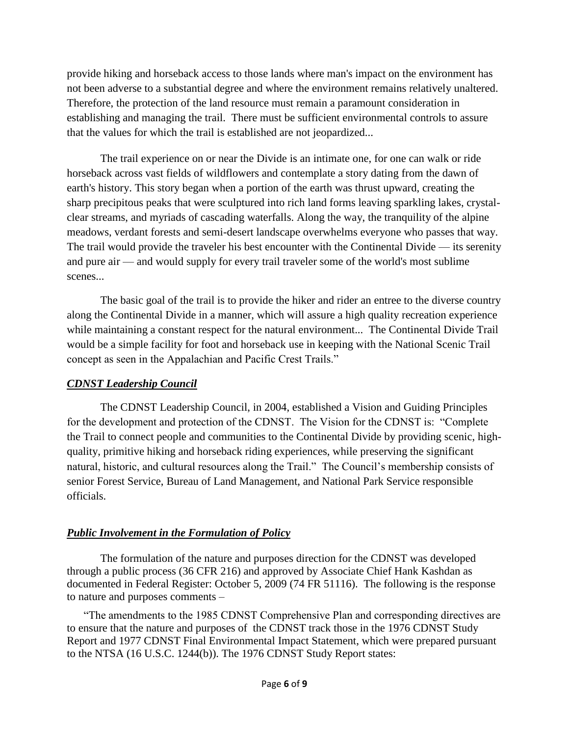provide hiking and horseback access to those lands where man's impact on the environment has not been adverse to a substantial degree and where the environment remains relatively unaltered. Therefore, the protection of the land resource must remain a paramount consideration in establishing and managing the trail. There must be sufficient environmental controls to assure that the values for which the trail is established are not jeopardized...

The trail experience on or near the Divide is an intimate one, for one can walk or ride horseback across vast fields of wildflowers and contemplate a story dating from the dawn of earth's history. This story began when a portion of the earth was thrust upward, creating the sharp precipitous peaks that were sculptured into rich land forms leaving sparkling lakes, crystal-clear streams, and myriads of cascading waterfalls. Along the way, the tranquility of the alpine meadows, verdant forests and semi-desert landscape overwhelms everyone who passes that way. The trail would provide the traveler his best encounter with the Continental Divide — its serenity and pure air — and would supply for every trail traveler some of the world's most sublime scenes...

The basic goal of the trail is to provide the hiker and rider an entree to the diverse country along the Continental Divide in a manner, which will assure a high quality recreation experience while maintaining a constant respect for the natural environment... The Continental Divide Trail would be a simple facility for foot and horseback use in keeping with the National Scenic Trail concept as seen in the Appalachian and Pacific Crest Trails."

### ***CDNST Leadership Council***

The CDNST Leadership Council, in 2004, established a Vision and Guiding Principles for the development and protection of the CDNST. The Vision for the CDNST is: "Complete the Trail to connect people and communities to the Continental Divide by providing scenic, high-quality, primitive hiking and horseback riding experiences, while preserving the significant natural, historic, and cultural resources along the Trail." The Council's membership consists of senior Forest Service, Bureau of Land Management, and National Park Service responsible officials.

### ***Public Involvement in the Formulation of Policy***

The formulation of the nature and purposes direction for the CDNST was developed through a public process (36 CFR 216) and approved by Associate Chief Hank Kashdan as documented in Federal Register: October 5, 2009 (74 FR 51116). The following is the response to nature and purposes comments –

"The amendments to the 1985 CDNST Comprehensive Plan and corresponding directives are to ensure that the nature and purposes of the CDNST track those in the 1976 CDNST Study Report and 1977 CDNST Final Environmental Impact Statement, which were prepared pursuant to the NTSA (16 U.S.C. 1244(b)). The 1976 CDNST Study Report states: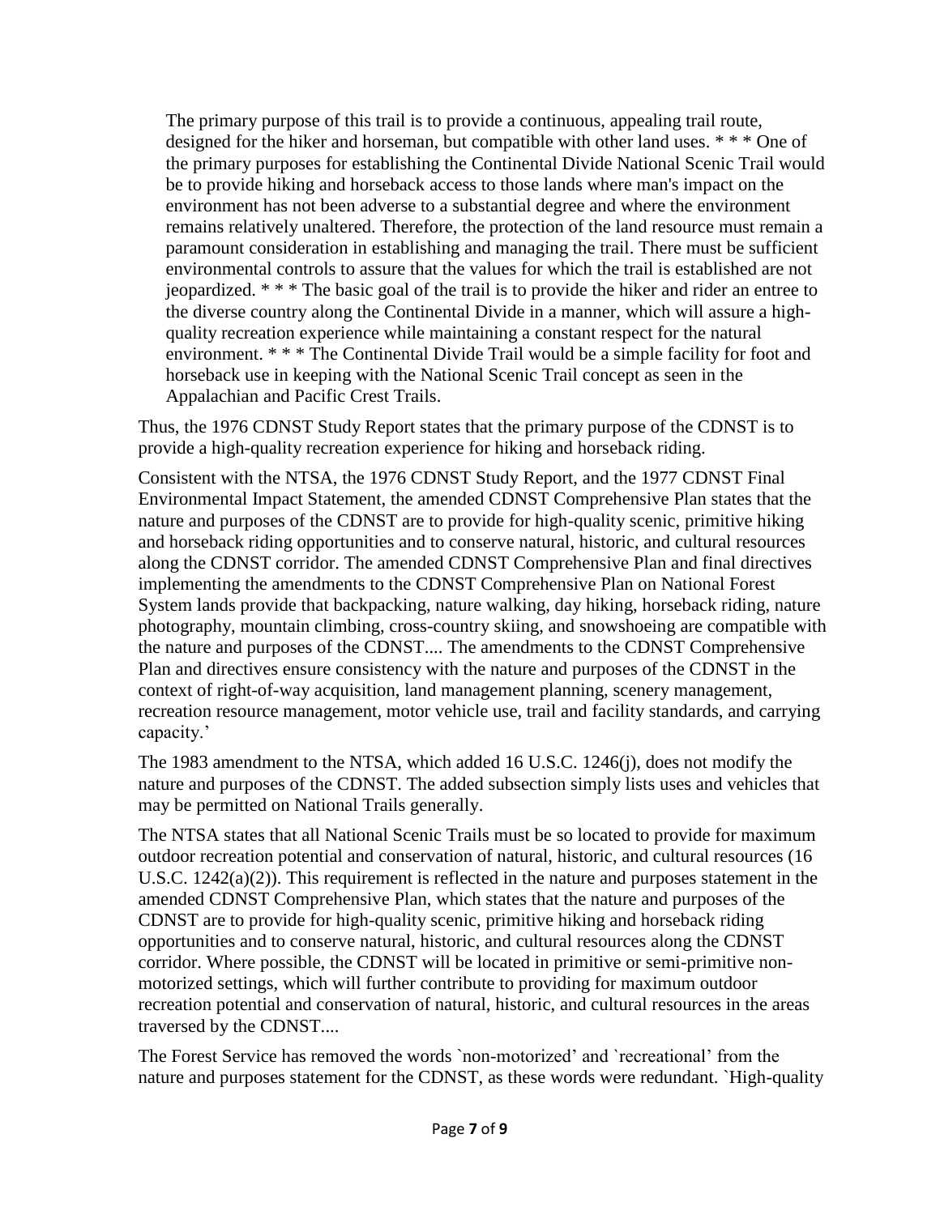> The primary purpose of this trail is to provide a continuous, appealing trail route, designed for the hiker and horseman, but compatible with other land uses. * * * One of the primary purposes for establishing the Continental Divide National Scenic Trail would be to provide hiking and horseback access to those lands where man's impact on the environment has not been adverse to a substantial degree and where the environment remains relatively unaltered. Therefore, the protection of the land resource must remain a paramount consideration in establishing and managing the trail. There must be sufficient environmental controls to assure that the values for which the trail is established are not jeopardized. * * * The basic goal of the trail is to provide the hiker and rider an entree to the diverse country along the Continental Divide in a manner, which will assure a high-quality recreation experience while maintaining a constant respect for the natural environment. * * * The Continental Divide Trail would be a simple facility for foot and horseback use in keeping with the National Scenic Trail concept as seen in the Appalachian and Pacific Crest Trails.

Thus, the 1976 CDNST Study Report states that the primary purpose of the CDNST is to provide a high-quality recreation experience for hiking and horseback riding.

Consistent with the NTSA, the 1976 CDNST Study Report, and the 1977 CDNST Final Environmental Impact Statement, the amended CDNST Comprehensive Plan states that the nature and purposes of the CDNST are to provide for high-quality scenic, primitive hiking and horseback riding opportunities and to conserve natural, historic, and cultural resources along the CDNST corridor. The amended CDNST Comprehensive Plan and final directives implementing the amendments to the CDNST Comprehensive Plan on National Forest System lands provide that backpacking, nature walking, day hiking, horseback riding, nature photography, mountain climbing, cross-country skiing, and snowshoeing are compatible with the nature and purposes of the CDNST.... The amendments to the CDNST Comprehensive Plan and directives ensure consistency with the nature and purposes of the CDNST in the context of right-of-way acquisition, land management planning, scenery management, recreation resource management, motor vehicle use, trail and facility standards, and carrying capacity.'

The 1983 amendment to the NTSA, which added 16 U.S.C. 1246(j), does not modify the nature and purposes of the CDNST. The added subsection simply lists uses and vehicles that may be permitted on National Trails generally.

The NTSA states that all National Scenic Trails must be so located to provide for maximum outdoor recreation potential and conservation of natural, historic, and cultural resources (16 U.S.C. 1242(a)(2)). This requirement is reflected in the nature and purposes statement in the amended CDNST Comprehensive Plan, which states that the nature and purposes of the CDNST are to provide for high-quality scenic, primitive hiking and horseback riding opportunities and to conserve natural, historic, and cultural resources along the CDNST corridor. Where possible, the CDNST will be located in primitive or semi-primitive non-motorized settings, which will further contribute to providing for maximum outdoor recreation potential and conservation of natural, historic, and cultural resources in the areas traversed by the CDNST....

The Forest Service has removed the words `non-motorized' and `recreational' from the nature and purposes statement for the CDNST, as these words were redundant. `High-quality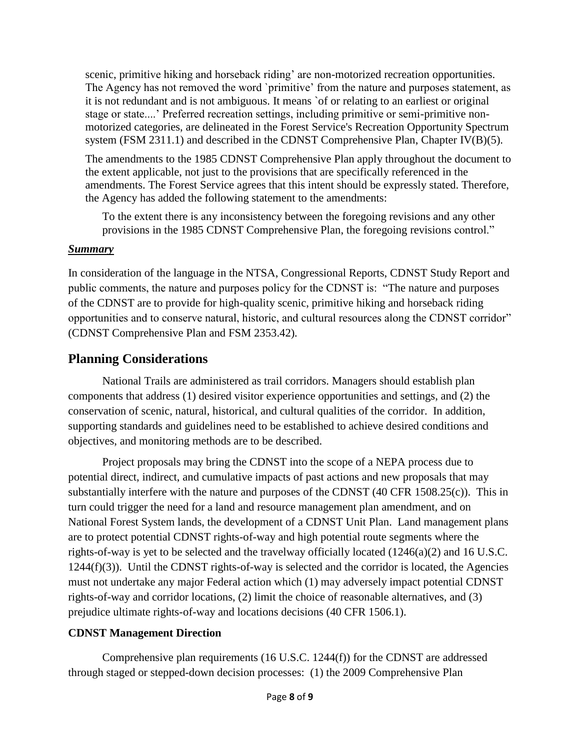scenic, primitive hiking and horseback riding' are non-motorized recreation opportunities. The Agency has not removed the word `primitive' from the nature and purposes statement, as it is not redundant and is not ambiguous. It means `of or relating to an earliest or original stage or state....' Preferred recreation settings, including primitive or semi-primitive non-motorized categories, are delineated in the Forest Service's Recreation Opportunity Spectrum system (FSM 2311.1) and described in the CDNST Comprehensive Plan, Chapter IV(B)(5).

> The amendments to the 1985 CDNST Comprehensive Plan apply throughout the document to the extent applicable, not just to the provisions that are specifically referenced in the amendments. The Forest Service agrees that this intent should be expressly stated. Therefore, the Agency has added the following statement to the amendments:
>
> > To the extent there is any inconsistency between the foregoing revisions and any other provisions in the 1985 CDNST Comprehensive Plan, the foregoing revisions control."

***Summary***

In consideration of the language in the NTSA, Congressional Reports, CDNST Study Report and public comments, the nature and purposes policy for the CDNST is: "The nature and purposes of the CDNST are to provide for high-quality scenic, primitive hiking and horseback riding opportunities and to conserve natural, historic, and cultural resources along the CDNST corridor" (CDNST Comprehensive Plan and FSM 2353.42).

## Planning Considerations

National Trails are administered as trail corridors. Managers should establish plan components that address (1) desired visitor experience opportunities and settings, and (2) the conservation of scenic, natural, historical, and cultural qualities of the corridor. In addition, supporting standards and guidelines need to be established to achieve desired conditions and objectives, and monitoring methods are to be described.

Project proposals may bring the CDNST into the scope of a NEPA process due to potential direct, indirect, and cumulative impacts of past actions and new proposals that may substantially interfere with the nature and purposes of the CDNST (40 CFR 1508.25(c)). This in turn could trigger the need for a land and resource management plan amendment, and on National Forest System lands, the development of a CDNST Unit Plan. Land management plans are to protect potential CDNST rights-of-way and high potential route segments where the rights-of-way is yet to be selected and the travelway officially located (1246(a)(2) and 16 U.S.C. 1244(f)(3)). Until the CDNST rights-of-way is selected and the corridor is located, the Agencies must not undertake any major Federal action which (1) may adversely impact potential CDNST rights-of-way and corridor locations, (2) limit the choice of reasonable alternatives, and (3) prejudice ultimate rights-of-way and locations decisions (40 CFR 1506.1).

### CDNST Management Direction

Comprehensive plan requirements (16 U.S.C. 1244(f)) for the CDNST are addressed through staged or stepped-down decision processes: (1) the 2009 Comprehensive Plan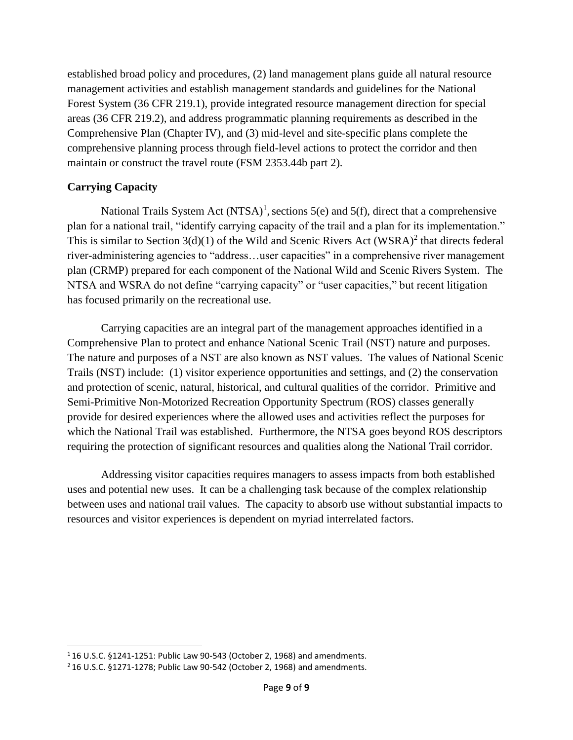established broad policy and procedures, (2) land management plans guide all natural resource management activities and establish management standards and guidelines for the National Forest System (36 CFR 219.1), provide integrated resource management direction for special areas (36 CFR 219.2), and address programmatic planning requirements as described in the Comprehensive Plan (Chapter IV), and (3) mid-level and site-specific plans complete the comprehensive planning process through field-level actions to protect the corridor and then maintain or construct the travel route (FSM 2353.44b part 2).

## Carrying Capacity

National Trails System Act (NTSA)[1], sections 5(e) and 5(f), direct that a comprehensive plan for a national trail, "identify carrying capacity of the trail and a plan for its implementation." This is similar to Section 3(d)(1) of the Wild and Scenic Rivers Act (WSRA)[2] that directs federal river-administering agencies to "address…user capacities" in a comprehensive river management plan (CRMP) prepared for each component of the National Wild and Scenic Rivers System. The NTSA and WSRA do not define "carrying capacity" or "user capacities," but recent litigation has focused primarily on the recreational use.

Carrying capacities are an integral part of the management approaches identified in a Comprehensive Plan to protect and enhance National Scenic Trail (NST) nature and purposes. The nature and purposes of a NST are also known as NST values. The values of National Scenic Trails (NST) include: (1) visitor experience opportunities and settings, and (2) the conservation and protection of scenic, natural, historical, and cultural qualities of the corridor. Primitive and Semi-Primitive Non-Motorized Recreation Opportunity Spectrum (ROS) classes generally provide for desired experiences where the allowed uses and activities reflect the purposes for which the National Trail was established. Furthermore, the NTSA goes beyond ROS descriptors requiring the protection of significant resources and qualities along the National Trail corridor.

Addressing visitor capacities requires managers to assess impacts from both established uses and potential new uses. It can be a challenging task because of the complex relationship between uses and national trail values. The capacity to absorb use without substantial impacts to resources and visitor experiences is dependent on myriad interrelated factors.

---

[1] 16 U.S.C. §1241-1251: Public Law 90-543 (October 2, 1968) and amendments.

[2] 16 U.S.C. §1271-1278; Public Law 90-542 (October 2, 1968) and amendments.